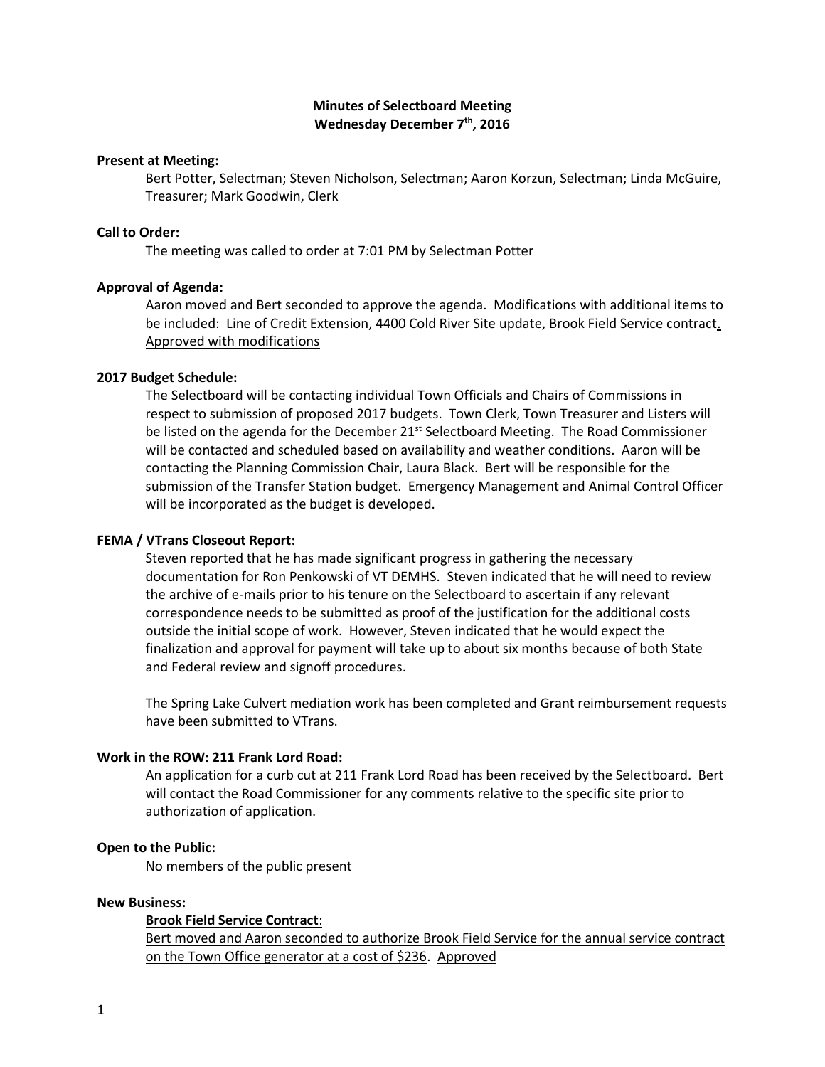# Minutes of Selectboard Meeting
## Wednesday December 7th, 2016

**Present at Meeting:**

Bert Potter, Selectman; Steven Nicholson, Selectman; Aaron Korzun, Selectman; Linda McGuire, Treasurer; Mark Goodwin, Clerk

**Call to Order:**

The meeting was called to order at 7:01 PM by Selectman Potter

**Approval of Agenda:**

<u>Aaron moved and Bert seconded to approve the agenda</u>. Modifications with additional items to be included: Line of Credit Extension, 4400 Cold River Site update, Brook Field Service contract<u>.</u> <u>Approved with modifications</u>

**2017 Budget Schedule:**

The Selectboard will be contacting individual Town Officials and Chairs of Commissions in respect to submission of proposed 2017 budgets. Town Clerk, Town Treasurer and Listers will be listed on the agenda for the December 21st Selectboard Meeting. The Road Commissioner will be contacted and scheduled based on availability and weather conditions. Aaron will be contacting the Planning Commission Chair, Laura Black. Bert will be responsible for the submission of the Transfer Station budget. Emergency Management and Animal Control Officer will be incorporated as the budget is developed.

**FEMA / VTrans Closeout Report:**

Steven reported that he has made significant progress in gathering the necessary documentation for Ron Penkowski of VT DEMHS. Steven indicated that he will need to review the archive of e-mails prior to his tenure on the Selectboard to ascertain if any relevant correspondence needs to be submitted as proof of the justification for the additional costs outside the initial scope of work. However, Steven indicated that he would expect the finalization and approval for payment will take up to about six months because of both State and Federal review and signoff procedures.

The Spring Lake Culvert mediation work has been completed and Grant reimbursement requests have been submitted to VTrans.

**Work in the ROW: 211 Frank Lord Road:**

An application for a curb cut at 211 Frank Lord Road has been received by the Selectboard. Bert will contact the Road Commissioner for any comments relative to the specific site prior to authorization of application.

**Open to the Public:**

No members of the public present

**New Business:**

**<u>Brook Field Service Contract</u>**:

<u>Bert moved and Aaron seconded to authorize Brook Field Service for the annual service contract on the Town Office generator at a cost of $236</u>. <u>Approved</u>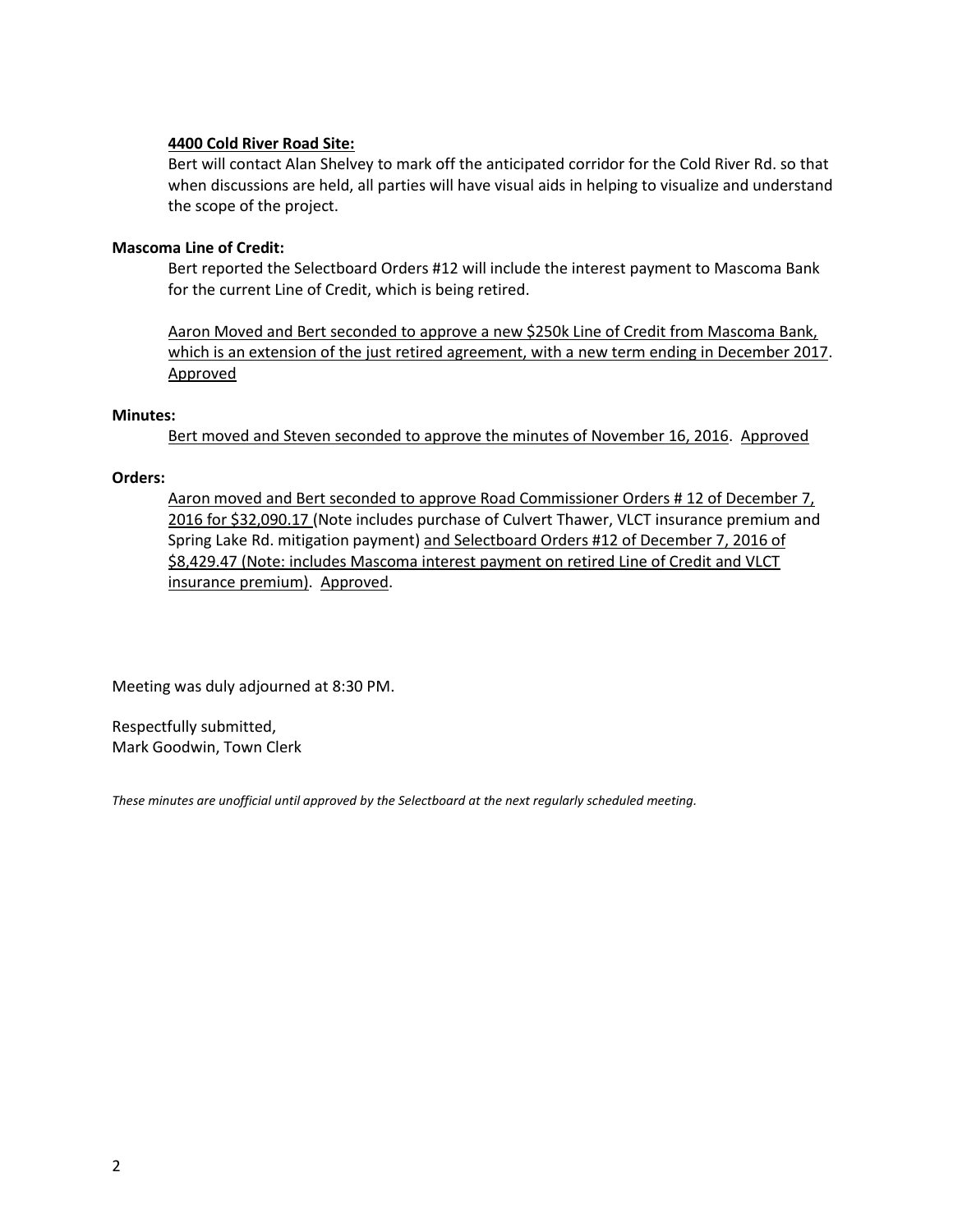**4400 Cold River Road Site:**

Bert will contact Alan Shelvey to mark off the anticipated corridor for the Cold River Rd. so that when discussions are held, all parties will have visual aids in helping to visualize and understand the scope of the project.

**Mascoma Line of Credit:**

Bert reported the Selectboard Orders #12 will include the interest payment to Mascoma Bank for the current Line of Credit, which is being retired.

Aaron Moved and Bert seconded to approve a new $250k Line of Credit from Mascoma Bank, which is an extension of the just retired agreement, with a new term ending in December 2017. Approved

**Minutes:**

Bert moved and Steven seconded to approve the minutes of November 16, 2016. Approved

**Orders:**

Aaron moved and Bert seconded to approve Road Commissioner Orders # 12 of December 7, 2016 for $32,090.17 (Note includes purchase of Culvert Thawer, VLCT insurance premium and Spring Lake Rd. mitigation payment) and Selectboard Orders #12 of December 7, 2016 of $8,429.47 (Note: includes Mascoma interest payment on retired Line of Credit and VLCT insurance premium). Approved.

Meeting was duly adjourned at 8:30 PM.

Respectfully submitted,
Mark Goodwin, Town Clerk

*These minutes are unofficial until approved by the Selectboard at the next regularly scheduled meeting.*